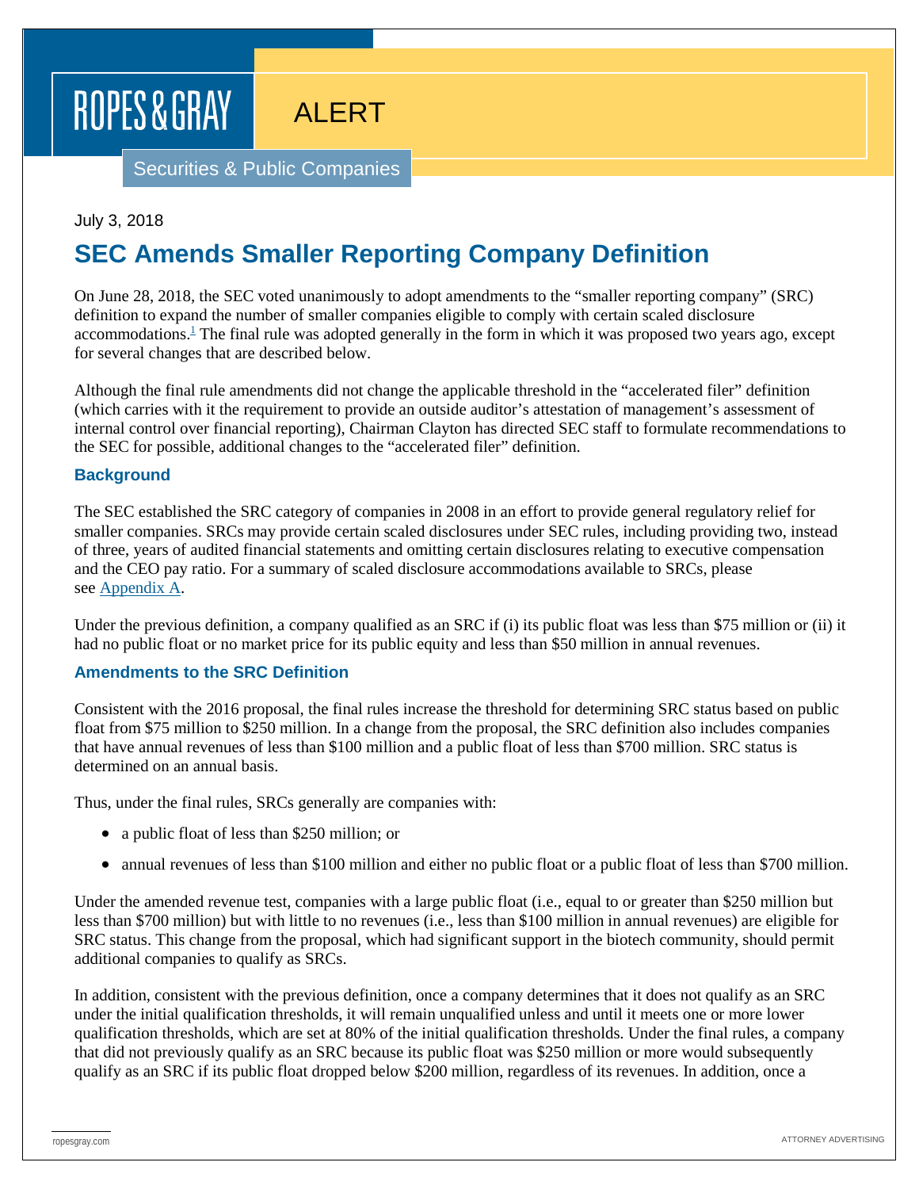ROPES & GRAY

ALERT

Securities & Public Companies

July 3, 2018

# SEC Amends Smaller Reporting Company Definition

On June 28, 2018, the SEC voted unanimously to adopt amendments to the "smaller reporting company" (SRC) definition to expand the number of smaller companies eligible to comply with certain scaled disclosure accommodations.[1] The final rule was adopted generally in the form in which it was proposed two years ago, except for several changes that are described below.

Although the final rule amendments did not change the applicable threshold in the "accelerated filer" definition (which carries with it the requirement to provide an outside auditor's attestation of management's assessment of internal control over financial reporting), Chairman Clayton has directed SEC staff to formulate recommendations to the SEC for possible, additional changes to the "accelerated filer" definition.

## Background

The SEC established the SRC category of companies in 2008 in an effort to provide general regulatory relief for smaller companies. SRCs may provide certain scaled disclosures under SEC rules, including providing two, instead of three, years of audited financial statements and omitting certain disclosures relating to executive compensation and the CEO pay ratio. For a summary of scaled disclosure accommodations available to SRCs, please see Appendix A.

Under the previous definition, a company qualified as an SRC if (i) its public float was less than $75 million or (ii) it had no public float or no market price for its public equity and less than $50 million in annual revenues.

## Amendments to the SRC Definition

Consistent with the 2016 proposal, the final rules increase the threshold for determining SRC status based on public float from $75 million to $250 million. In a change from the proposal, the SRC definition also includes companies that have annual revenues of less than $100 million and a public float of less than $700 million. SRC status is determined on an annual basis.

Thus, under the final rules, SRCs generally are companies with:

- a public float of less than $250 million; or
- annual revenues of less than $100 million and either no public float or a public float of less than $700 million.

Under the amended revenue test, companies with a large public float (i.e., equal to or greater than $250 million but less than $700 million) but with little to no revenues (i.e., less than $100 million in annual revenues) are eligible for SRC status. This change from the proposal, which had significant support in the biotech community, should permit additional companies to qualify as SRCs.

In addition, consistent with the previous definition, once a company determines that it does not qualify as an SRC under the initial qualification thresholds, it will remain unqualified unless and until it meets one or more lower qualification thresholds, which are set at 80% of the initial qualification thresholds. Under the final rules, a company that did not previously qualify as an SRC because its public float was $250 million or more would subsequently qualify as an SRC if its public float dropped below $200 million, regardless of its revenues. In addition, once a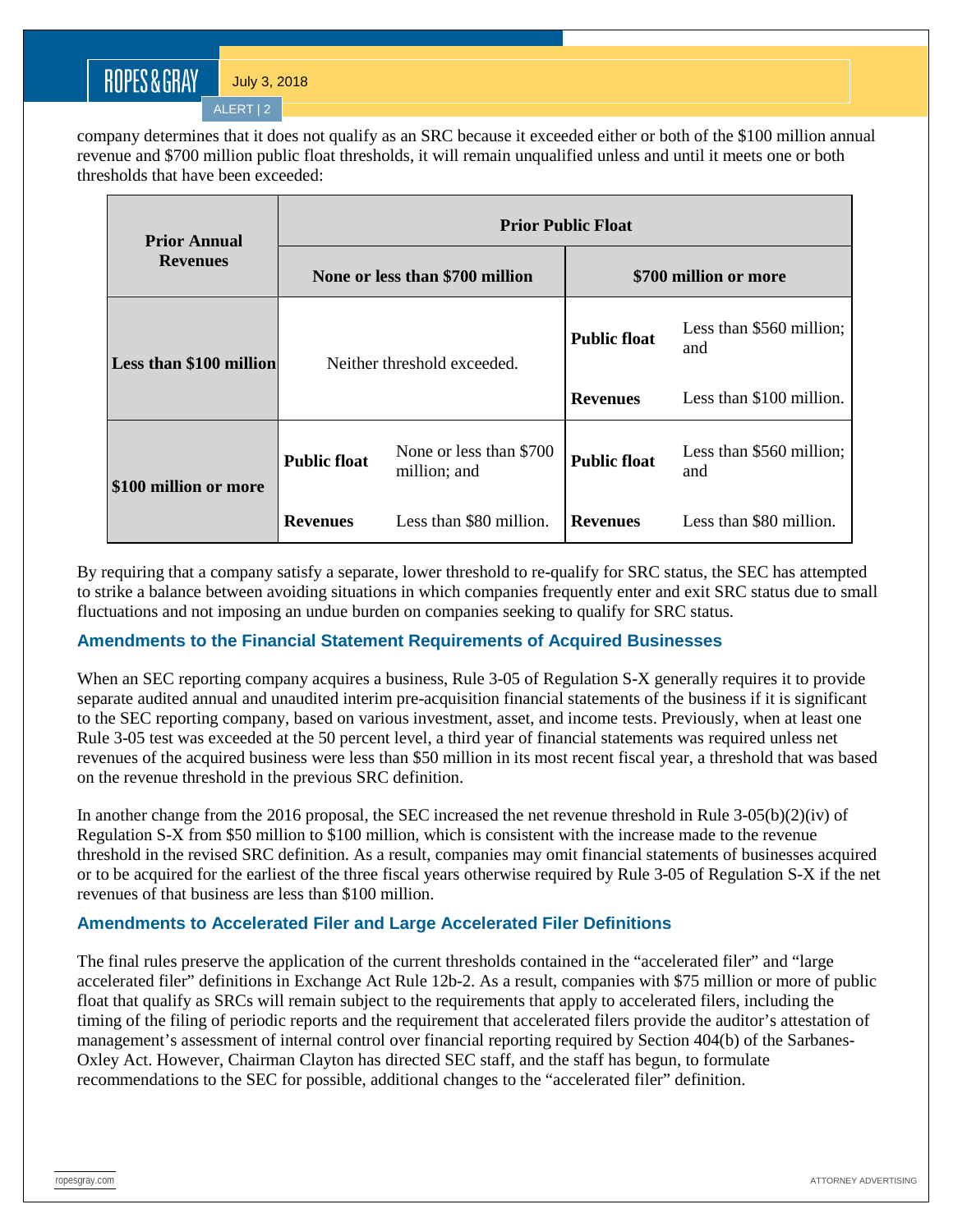company determines that it does not qualify as an SRC because it exceeded either or both of the $100 million annual revenue and $700 million public float thresholds, it will remain unqualified unless and until it meets one or both thresholds that have been exceeded:

| Prior Annual Revenues | Prior Public Float | | | |
|---|---|---|---|---|
| | None or less than $700 million | | $700 million or more | |
| Less than $100 million | Neither threshold exceeded. | | **Public float** | Less than $560 million; and |
| | | | **Revenues** | Less than $100 million. |
| $100 million or more | **Public float** | None or less than $700 million; and | **Public float** | Less than $560 million; and |
| | **Revenues** | Less than $80 million. | **Revenues** | Less than $80 million. |

By requiring that a company satisfy a separate, lower threshold to re-qualify for SRC status, the SEC has attempted to strike a balance between avoiding situations in which companies frequently enter and exit SRC status due to small fluctuations and not imposing an undue burden on companies seeking to qualify for SRC status.

## Amendments to the Financial Statement Requirements of Acquired Businesses

When an SEC reporting company acquires a business, Rule 3-05 of Regulation S-X generally requires it to provide separate audited annual and unaudited interim pre-acquisition financial statements of the business if it is significant to the SEC reporting company, based on various investment, asset, and income tests. Previously, when at least one Rule 3-05 test was exceeded at the 50 percent level, a third year of financial statements was required unless net revenues of the acquired business were less than $50 million in its most recent fiscal year, a threshold that was based on the revenue threshold in the previous SRC definition.

In another change from the 2016 proposal, the SEC increased the net revenue threshold in Rule 3-05(b)(2)(iv) of Regulation S-X from $50 million to $100 million, which is consistent with the increase made to the revenue threshold in the revised SRC definition. As a result, companies may omit financial statements of businesses acquired or to be acquired for the earliest of the three fiscal years otherwise required by Rule 3-05 of Regulation S-X if the net revenues of that business are less than $100 million.

## Amendments to Accelerated Filer and Large Accelerated Filer Definitions

The final rules preserve the application of the current thresholds contained in the "accelerated filer" and "large accelerated filer" definitions in Exchange Act Rule 12b-2. As a result, companies with $75 million or more of public float that qualify as SRCs will remain subject to the requirements that apply to accelerated filers, including the timing of the filing of periodic reports and the requirement that accelerated filers provide the auditor's attestation of management's assessment of internal control over financial reporting required by Section 404(b) of the Sarbanes-Oxley Act. However, Chairman Clayton has directed SEC staff, and the staff has begun, to formulate recommendations to the SEC for possible, additional changes to the "accelerated filer" definition.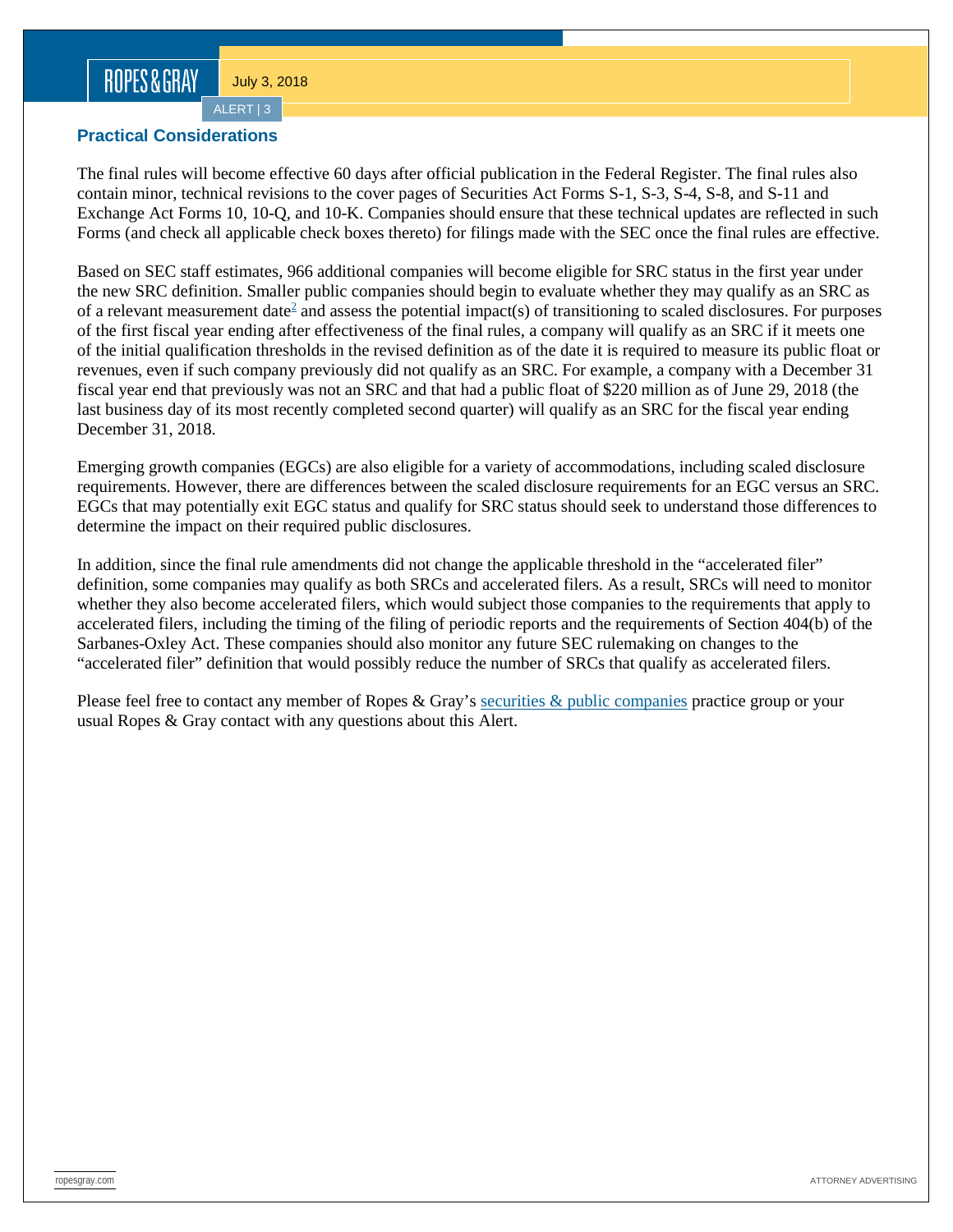## Practical Considerations

The final rules will become effective 60 days after official publication in the Federal Register. The final rules also contain minor, technical revisions to the cover pages of Securities Act Forms S-1, S-3, S-4, S-8, and S-11 and Exchange Act Forms 10, 10-Q, and 10-K. Companies should ensure that these technical updates are reflected in such Forms (and check all applicable check boxes thereto) for filings made with the SEC once the final rules are effective.

Based on SEC staff estimates, 966 additional companies will become eligible for SRC status in the first year under the new SRC definition. Smaller public companies should begin to evaluate whether they may qualify as an SRC as of a relevant measurement date[2] and assess the potential impact(s) of transitioning to scaled disclosures. For purposes of the first fiscal year ending after effectiveness of the final rules, a company will qualify as an SRC if it meets one of the initial qualification thresholds in the revised definition as of the date it is required to measure its public float or revenues, even if such company previously did not qualify as an SRC. For example, a company with a December 31 fiscal year end that previously was not an SRC and that had a public float of $220 million as of June 29, 2018 (the last business day of its most recently completed second quarter) will qualify as an SRC for the fiscal year ending December 31, 2018.

Emerging growth companies (EGCs) are also eligible for a variety of accommodations, including scaled disclosure requirements. However, there are differences between the scaled disclosure requirements for an EGC versus an SRC. EGCs that may potentially exit EGC status and qualify for SRC status should seek to understand those differences to determine the impact on their required public disclosures.

In addition, since the final rule amendments did not change the applicable threshold in the "accelerated filer" definition, some companies may qualify as both SRCs and accelerated filers. As a result, SRCs will need to monitor whether they also become accelerated filers, which would subject those companies to the requirements that apply to accelerated filers, including the timing of the filing of periodic reports and the requirements of Section 404(b) of the Sarbanes-Oxley Act. These companies should also monitor any future SEC rulemaking on changes to the "accelerated filer" definition that would possibly reduce the number of SRCs that qualify as accelerated filers.

Please feel free to contact any member of Ropes & Gray's securities & public companies practice group or your usual Ropes & Gray contact with any questions about this Alert.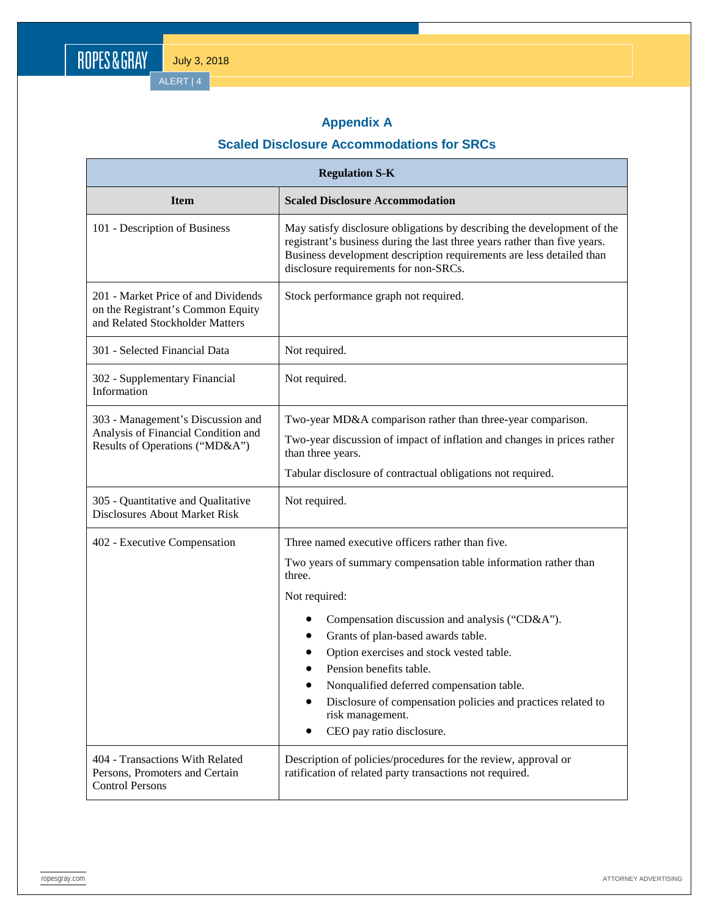## Appendix A

## Scaled Disclosure Accommodations for SRCs

| Regulation S-K | |
|---|---|
| **Item** | **Scaled Disclosure Accommodation** |
| 101 - Description of Business | May satisfy disclosure obligations by describing the development of the registrant's business during the last three years rather than five years. Business development description requirements are less detailed than disclosure requirements for non-SRCs. |
| 201 - Market Price of and Dividends on the Registrant's Common Equity and Related Stockholder Matters | Stock performance graph not required. |
| 301 - Selected Financial Data | Not required. |
| 302 - Supplementary Financial Information | Not required. |
| 303 - Management's Discussion and Analysis of Financial Condition and Results of Operations ("MD&A") | Two-year MD&A comparison rather than three-year comparison.<br><br>Two-year discussion of impact of inflation and changes in prices rather than three years.<br><br>Tabular disclosure of contractual obligations not required. |
| 305 - Quantitative and Qualitative Disclosures About Market Risk | Not required. |
| 402 - Executive Compensation | Three named executive officers rather than five.<br><br>Two years of summary compensation table information rather than three.<br><br>Not required:<br>• Compensation discussion and analysis ("CD&A").<br>• Grants of plan-based awards table.<br>• Option exercises and stock vested table.<br>• Pension benefits table.<br>• Nonqualified deferred compensation table.<br>• Disclosure of compensation policies and practices related to risk management.<br>• CEO pay ratio disclosure. |
| 404 - Transactions With Related Persons, Promoters and Certain Control Persons | Description of policies/procedures for the review, approval or ratification of related party transactions not required. |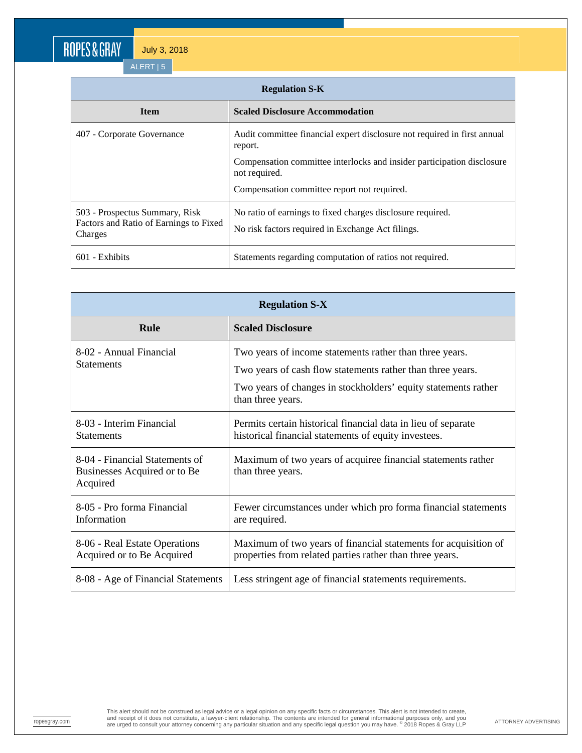| Regulation S-K | |
|---|---|
| **Item** | **Scaled Disclosure Accommodation** |
| 407 - Corporate Governance | Audit committee financial expert disclosure not required in first annual report.<br>Compensation committee interlocks and insider participation disclosure not required.<br>Compensation committee report not required. |
| 503 - Prospectus Summary, Risk Factors and Ratio of Earnings to Fixed Charges | No ratio of earnings to fixed charges disclosure required.<br>No risk factors required in Exchange Act filings. |
| 601 - Exhibits | Statements regarding computation of ratios not required. |

| Regulation S-X | |
|---|---|
| **Rule** | **Scaled Disclosure** |
| 8-02 - Annual Financial Statements | Two years of income statements rather than three years.<br>Two years of cash flow statements rather than three years.<br>Two years of changes in stockholders' equity statements rather than three years. |
| 8-03 - Interim Financial Statements | Permits certain historical financial data in lieu of separate historical financial statements of equity investees. |
| 8-04 - Financial Statements of Businesses Acquired or to Be Acquired | Maximum of two years of acquiree financial statements rather than three years. |
| 8-05 - Pro forma Financial Information | Fewer circumstances under which pro forma financial statements are required. |
| 8-06 - Real Estate Operations Acquired or to Be Acquired | Maximum of two years of financial statements for acquisition of properties from related parties rather than three years. |
| 8-08 - Age of Financial Statements | Less stringent age of financial statements requirements. |

This alert should not be construed as legal advice or a legal opinion on any specific facts or circumstances. This alert is not intended to create, and receipt of it does not constitute, a lawyer-client relationship. The contents are intended for general informational purposes only, and you are urged to consult your attorney concerning any particular situation and any specific legal question you may have. © 2018 Ropes & Gray LLP

ATTORNEY ADVERTISING